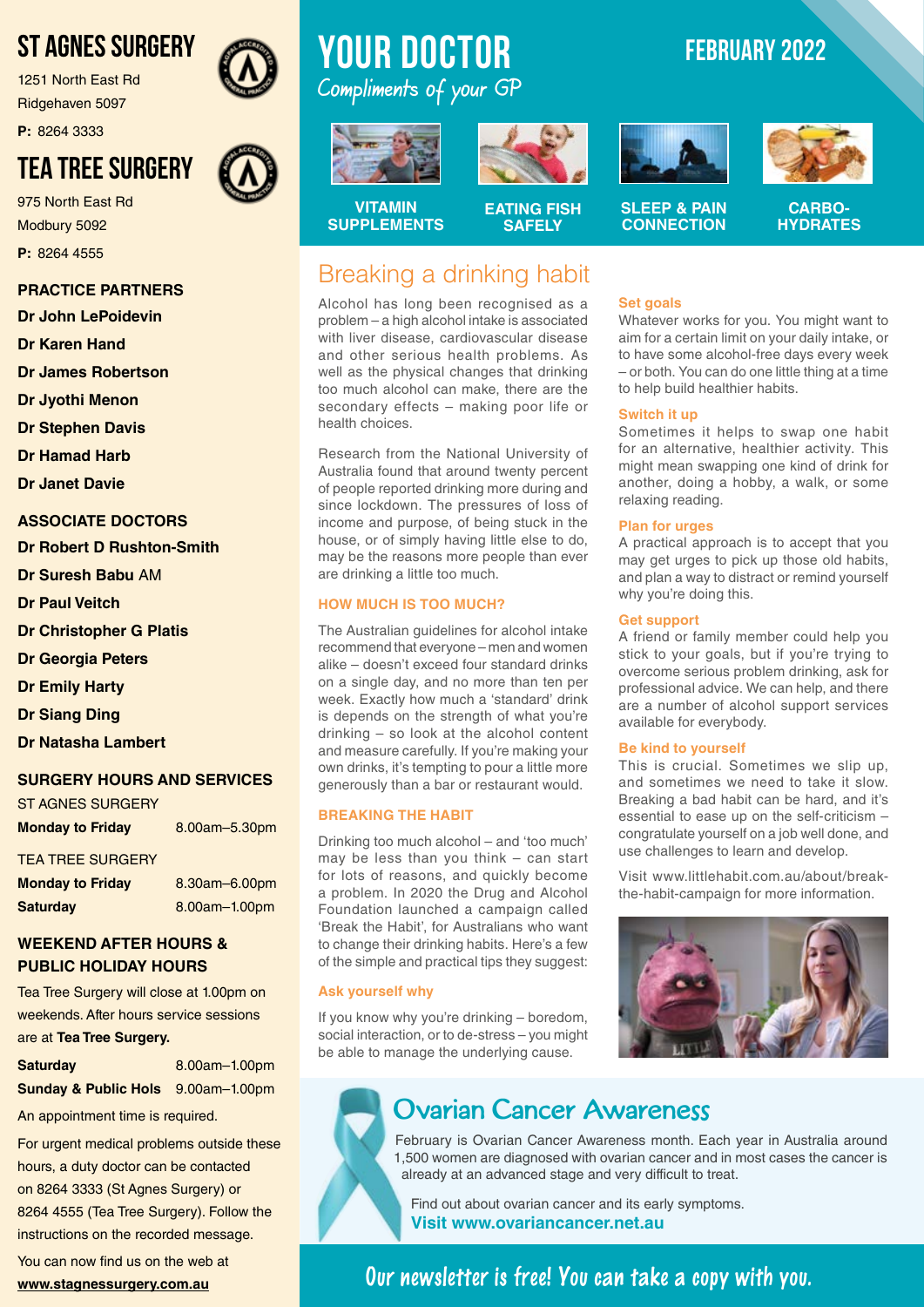# ST AGNES SURGERY

1251 North East Rd
Ridgehaven 5097

**P:** 8264 3333

# TEA TREE SURGERY

975 North East Rd
Modbury 5092

**P:** 8264 4555

## PRACTICE PARTNERS

**Dr John LePoidevin**
**Dr Karen Hand**
**Dr James Robertson**
**Dr Jyothi Menon**
**Dr Stephen Davis**
**Dr Hamad Harb**
**Dr Janet Davie**

## ASSOCIATE DOCTORS

**Dr Robert D Rushton-Smith**
**Dr Suresh Babu** AM
**Dr Paul Veitch**
**Dr Christopher G Platis**
**Dr Georgia Peters**
**Dr Emily Harty**
**Dr Siang Ding**
**Dr Natasha Lambert**

## SURGERY HOURS AND SERVICES

ST AGNES SURGERY

| | |
|---|---|
| **Monday to Friday** | 8.00am–5.30pm |

TEA TREE SURGERY

| | |
|---|---|
| **Monday to Friday** | 8.30am–6.00pm |
| **Saturday** | 8.00am–1.00pm |

## WEEKEND AFTER HOURS & PUBLIC HOLIDAY HOURS

Tea Tree Surgery will close at 1.00pm on weekends. After hours service sessions are at **Tea Tree Surgery.**

| | |
|---|---|
| **Saturday** | 8.00am–1.00pm |
| **Sunday & Public Hols** | 9.00am–1.00pm |

An appointment time is required.

For urgent medical problems outside these hours, a duty doctor can be contacted on 8264 3333 (St Agnes Surgery) or 8264 4555 (Tea Tree Surgery). Follow the instructions on the recorded message.

You can now find us on the web at **www.stagnessurgery.com.au**

# YOUR DOCTOR

*Compliments of your GP*

**FEBRUARY 2022**

**VITAMIN SUPPLEMENTS** | **EATING FISH SAFELY** | **SLEEP & PAIN CONNECTION** | **CARBO-HYDRATES**

## Breaking a drinking habit

Alcohol has long been recognised as a problem – a high alcohol intake is associated with liver disease, cardiovascular disease and other serious health problems. As well as the physical changes that drinking too much alcohol can make, there are the secondary effects – making poor life or health choices.

Research from the National University of Australia found that around twenty percent of people reported drinking more during and since lockdown. The pressures of loss of income and purpose, of being stuck in the house, or of simply having little else to do, may be the reasons more people than ever are drinking a little too much.

### HOW MUCH IS TOO MUCH?

The Australian guidelines for alcohol intake recommend that everyone – men and women alike – doesn't exceed four standard drinks on a single day, and no more than ten per week. Exactly how much a 'standard' drink is depends on the strength of what you're drinking – so look at the alcohol content and measure carefully. If you're making your own drinks, it's tempting to pour a little more generously than a bar or restaurant would.

### BREAKING THE HABIT

Drinking too much alcohol – and 'too much' may be less than you think – can start for lots of reasons, and quickly become a problem. In 2020 the Drug and Alcohol Foundation launched a campaign called 'Break the Habit', for Australians who want to change their drinking habits. Here's a few of the simple and practical tips they suggest:

**Ask yourself why**

If you know why you're drinking – boredom, social interaction, or to de-stress – you might be able to manage the underlying cause.

**Set goals**

Whatever works for you. You might want to aim for a certain limit on your daily intake, or to have some alcohol-free days every week – or both. You can do one little thing at a time to help build healthier habits.

**Switch it up**

Sometimes it helps to swap one habit for an alternative, healthier activity. This might mean swapping one kind of drink for another, doing a hobby, a walk, or some relaxing reading.

**Plan for urges**

A practical approach is to accept that you may get urges to pick up those old habits, and plan a way to distract or remind yourself why you're doing this.

**Get support**

A friend or family member could help you stick to your goals, but if you're trying to overcome serious problem drinking, ask for professional advice. We can help, and there are a number of alcohol support services available for everybody.

**Be kind to yourself**

This is crucial. Sometimes we slip up, and sometimes we need to take it slow. Breaking a bad habit can be hard, and it's essential to ease up on the self-criticism – congratulate yourself on a job well done, and use challenges to learn and develop.

Visit www.littlehabit.com.au/about/break-the-habit-campaign for more information.

## Ovarian Cancer Awareness

February is Ovarian Cancer Awareness month. Each year in Australia around 1,500 women are diagnosed with ovarian cancer and in most cases the cancer is already at an advanced stage and very difficult to treat.

Find out about ovarian cancer and its early symptoms.
**Visit www.ovariancancer.net.au**

**Our newsletter is free! You can take a copy with you.**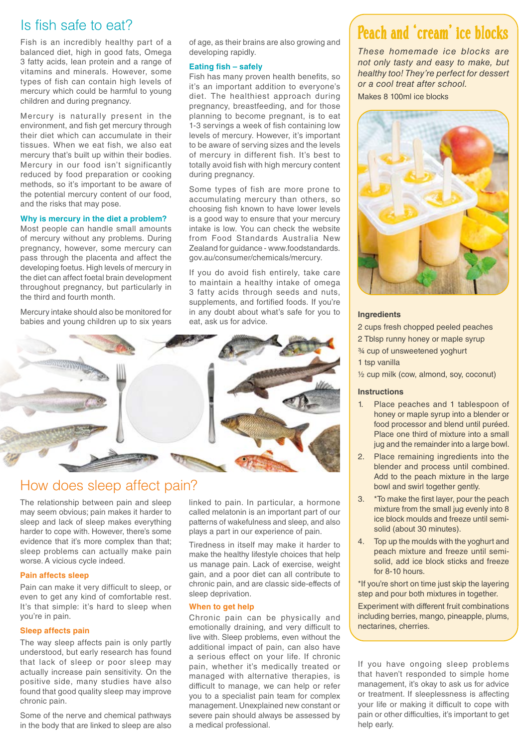## Is fish safe to eat?

Fish is an incredibly healthy part of a balanced diet, high in good fats, Omega 3 fatty acids, lean protein and a range of vitamins and minerals. However, some types of fish can contain high levels of mercury which could be harmful to young children and during pregnancy.

Mercury is naturally present in the environment, and fish get mercury through their diet which can accumulate in their tissues. When we eat fish, we also eat mercury that's built up within their bodies. Mercury in our food isn't significantly reduced by food preparation or cooking methods, so it's important to be aware of the potential mercury content of our food, and the risks that may pose.

### Why is mercury in the diet a problem?

Most people can handle small amounts of mercury without any problems. During pregnancy, however, some mercury can pass through the placenta and affect the developing foetus. High levels of mercury in the diet can affect foetal brain development throughout pregnancy, but particularly in the third and fourth month.

Mercury intake should also be monitored for babies and young children up to six years of age, as their brains are also growing and developing rapidly.

### Eating fish – safely

Fish has many proven health benefits, so it's an important addition to everyone's diet. The healthiest approach during pregnancy, breastfeeding, and for those planning to become pregnant, is to eat 1-3 servings a week of fish containing low levels of mercury. However, it's important to be aware of serving sizes and the levels of mercury in different fish. It's best to totally avoid fish with high mercury content during pregnancy.

Some types of fish are more prone to accumulating mercury than others, so choosing fish known to have lower levels is a good way to ensure that your mercury intake is low. You can check the website from Food Standards Australia New Zealand for guidance - www.foodstandards.gov.au/consumer/chemicals/mercury.

If you do avoid fish entirely, take care to maintain a healthy intake of omega 3 fatty acids through seeds and nuts, supplements, and fortified foods. If you're in any doubt about what's safe for you to eat, ask us for advice.

## How does sleep affect pain?

The relationship between pain and sleep may seem obvious; pain makes it harder to sleep and lack of sleep makes everything harder to cope with. However, there's some evidence that it's more complex than that; sleep problems can actually make pain worse. A vicious cycle indeed.

### Pain affects sleep

Pain can make it very difficult to sleep, or even to get any kind of comfortable rest. It's that simple: it's hard to sleep when you're in pain.

### Sleep affects pain

The way sleep affects pain is only partly understood, but early research has found that lack of sleep or poor sleep may actually increase pain sensitivity. On the positive side, many studies have also found that good quality sleep may improve chronic pain.

Some of the nerve and chemical pathways in the body that are linked to sleep are also linked to pain. In particular, a hormone called melatonin is an important part of our patterns of wakefulness and sleep, and also plays a part in our experience of pain.

Tiredness in itself may make it harder to make the healthy lifestyle choices that help us manage pain. Lack of exercise, weight gain, and a poor diet can all contribute to chronic pain, and are classic side-effects of sleep deprivation.

### When to get help

Chronic pain can be physically and emotionally draining, and very difficult to live with. Sleep problems, even without the additional impact of pain, can also have a serious effect on your life. If chronic pain, whether it's medically treated or managed with alternative therapies, is difficult to manage, we can help or refer you to a specialist pain team for complex management. Unexplained new constant or severe pain should always be assessed by a medical professional.

If you have ongoing sleep problems that haven't responded to simple home management, it's okay to ask us for advice or treatment. If sleeplessness is affecting your life or making it difficult to cope with pain or other difficulties, it's important to get help early.

## Peach and 'cream' ice blocks

*These homemade ice blocks are not only tasty and easy to make, but healthy too! They're perfect for dessert or a cool treat after school.*

Makes 8 100ml ice blocks

### Ingredients

- 2 cups fresh chopped peeled peaches
- 2 Tblsp runny honey or maple syrup
- ¾ cup of unsweetened yoghurt
- 1 tsp vanilla
- ½ cup milk (cow, almond, soy, coconut)

### Instructions

1. Place peaches and 1 tablespoon of honey or maple syrup into a blender or food processor and blend until puréed. Place one third of mixture into a small jug and the remainder into a large bowl.
2. Place remaining ingredients into the blender and process until combined. Add to the peach mixture in the large bowl and swirl together gently.
3. *To make the first layer, pour the peach mixture from the small jug evenly into 8 ice block moulds and freeze until semi-solid (about 30 minutes).
4. Top up the moulds with the yoghurt and peach mixture and freeze until semi-solid, add ice block sticks and freeze for 8-10 hours.

*If you're short on time just skip the layering step and pour both mixtures in together.

Experiment with different fruit combinations including berries, mango, pineapple, plums, nectarines, cherries.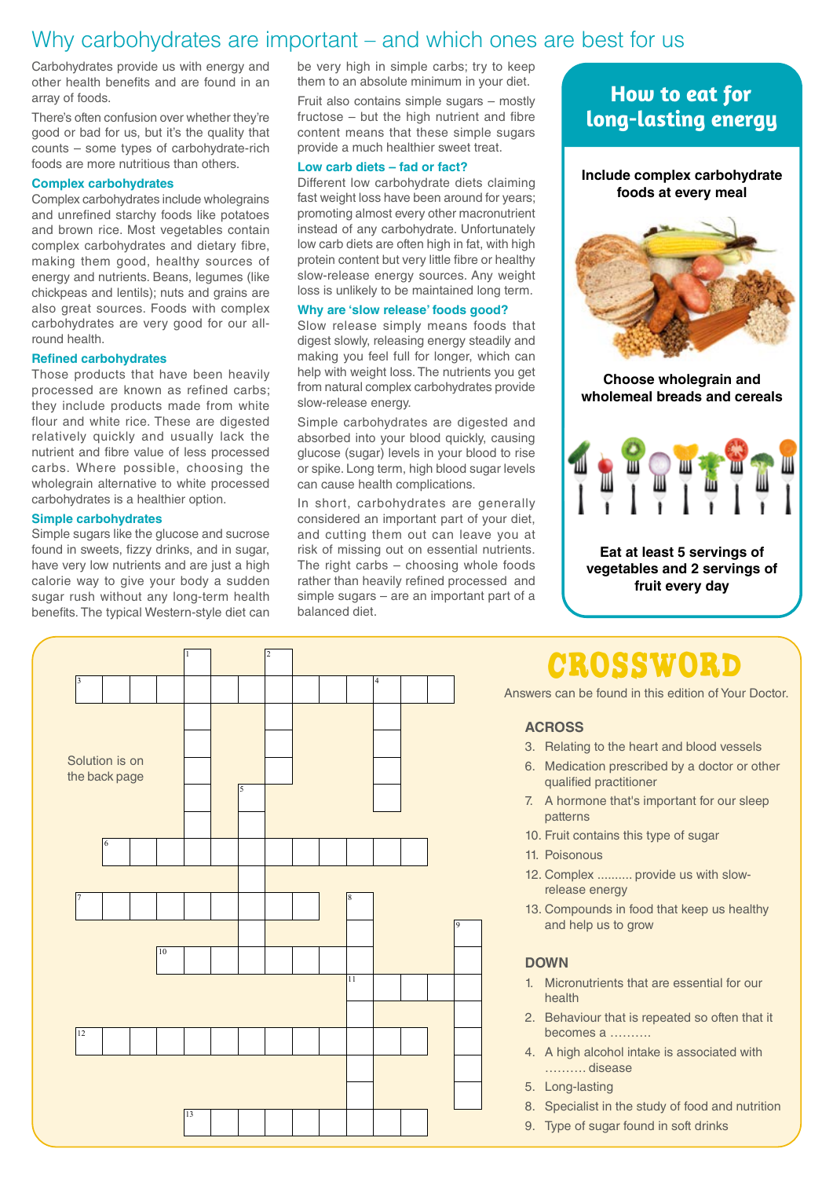# Why carbohydrates are important – and which ones are best for us

Carbohydrates provide us with energy and other health benefits and are found in an array of foods.

There's often confusion over whether they're good or bad for us, but it's the quality that counts – some types of carbohydrate-rich foods are more nutritious than others.

### Complex carbohydrates

Complex carbohydrates include wholegrains and unrefined starchy foods like potatoes and brown rice. Most vegetables contain complex carbohydrates and dietary fibre, making them good, healthy sources of energy and nutrients. Beans, legumes (like chickpeas and lentils); nuts and grains are also great sources. Foods with complex carbohydrates are very good for our all-round health.

### Refined carbohydrates

Those products that have been heavily processed are known as refined carbs; they include products made from white flour and white rice. These are digested relatively quickly and usually lack the nutrient and fibre value of less processed carbs. Where possible, choosing the wholegrain alternative to white processed carbohydrates is a healthier option.

### Simple carbohydrates

Simple sugars like the glucose and sucrose found in sweets, fizzy drinks, and in sugar, have very low nutrients and are just a high calorie way to give your body a sudden sugar rush without any long-term health benefits. The typical Western-style diet can be very high in simple carbs; try to keep them to an absolute minimum in your diet.

Fruit also contains simple sugars – mostly fructose – but the high nutrient and fibre content means that these simple sugars provide a much healthier sweet treat.

### Low carb diets – fad or fact?

Different low carbohydrate diets claiming fast weight loss have been around for years; promoting almost every other macronutrient instead of any carbohydrate. Unfortunately low carb diets are often high in fat, with high protein content but very little fibre or healthy slow-release energy sources. Any weight loss is unlikely to be maintained long term.

### Why are 'slow release' foods good?

Slow release simply means foods that digest slowly, releasing energy steadily and making you feel full for longer, which can help with weight loss. The nutrients you get from natural complex carbohydrates provide slow-release energy.

Simple carbohydrates are digested and absorbed into your blood quickly, causing glucose (sugar) levels in your blood to rise or spike. Long term, high blood sugar levels can cause health complications.

In short, carbohydrates are generally considered an important part of your diet, and cutting them out can leave you at risk of missing out on essential nutrients. The right carbs – choosing whole foods rather than heavily refined processed and simple sugars – are an important part of a balanced diet.

## How to eat for long-lasting energy

**Include complex carbohydrate foods at every meal**

**Choose wholegrain and wholemeal breads and cereals**

**Eat at least 5 servings of vegetables and 2 servings of fruit every day**

## CROSSWORD

Answers can be found in this edition of Your Doctor.

Solution is on the back page

### ACROSS

3. Relating to the heart and blood vessels
6. Medication prescribed by a doctor or other qualified practitioner
7. A hormone that's important for our sleep patterns
10. Fruit contains this type of sugar
11. Poisonous
12. Complex .......... provide us with slow-release energy
13. Compounds in food that keep us healthy and help us to grow

### DOWN

1. Micronutrients that are essential for our health
2. Behaviour that is repeated so often that it becomes a ..........
4. A high alcohol intake is associated with .......... disease
5. Long-lasting
8. Specialist in the study of food and nutrition
9. Type of sugar found in soft drinks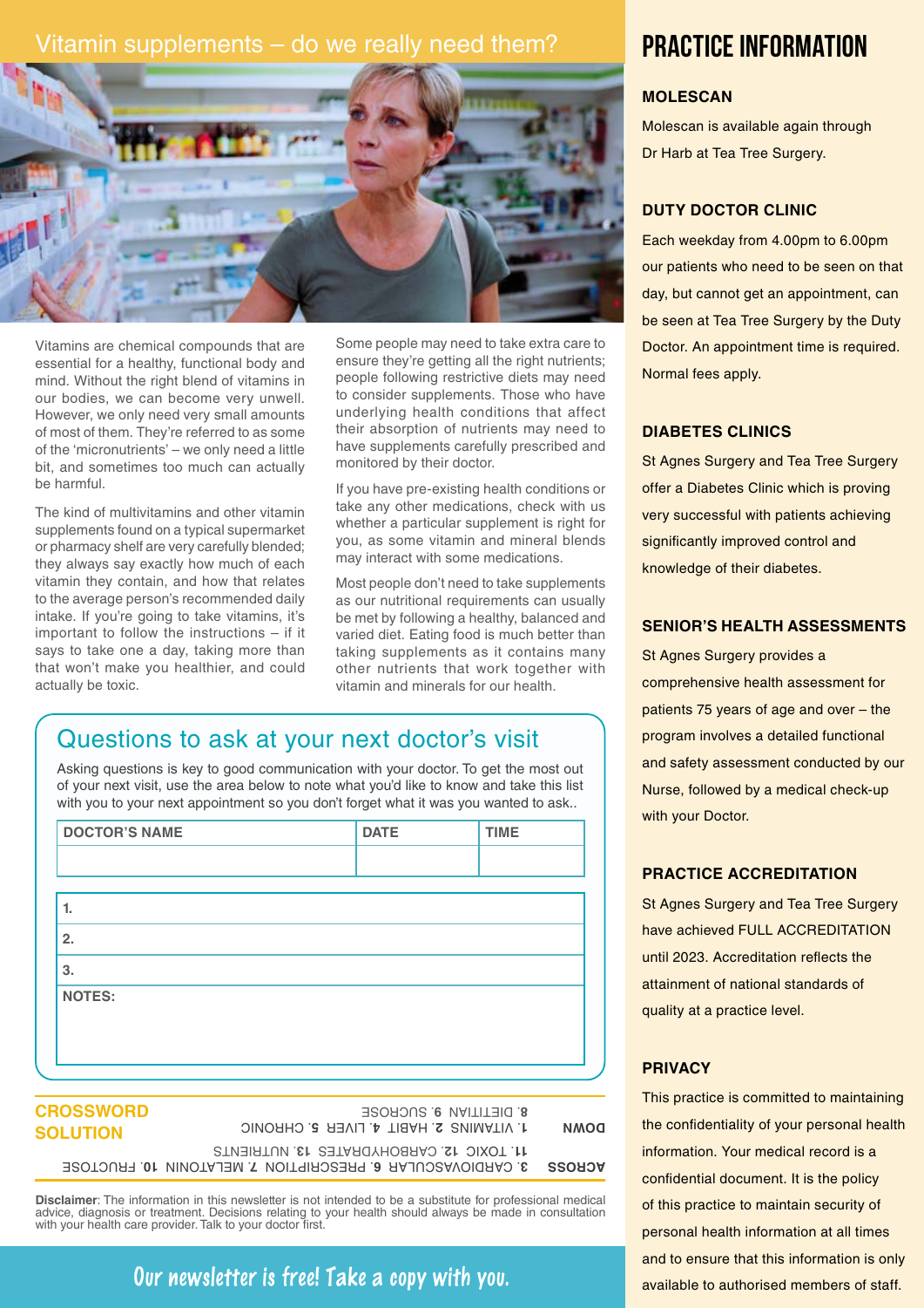# Vitamin supplements – do we really need them?

Vitamins are chemical compounds that are essential for a healthy, functional body and mind. Without the right blend of vitamins in our bodies, we can become very unwell. However, we only need very small amounts of most of them. They're referred to as some of the 'micronutrients' – we only need a little bit, and sometimes too much can actually be harmful.

The kind of multivitamins and other vitamin supplements found on a typical supermarket or pharmacy shelf are very carefully blended; they always say exactly how much of each vitamin they contain, and how that relates to the average person's recommended daily intake. If you're going to take vitamins, it's important to follow the instructions – if it says to take one a day, taking more than that won't make you healthier, and could actually be toxic.

Some people may need to take extra care to ensure they're getting all the right nutrients; people following restrictive diets may need to consider supplements. Those who have underlying health conditions that affect their absorption of nutrients may need to have supplements carefully prescribed and monitored by their doctor.

If you have pre-existing health conditions or take any other medications, check with us whether a particular supplement is right for you, as some vitamin and mineral blends may interact with some medications.

Most people don't need to take supplements as our nutritional requirements can usually be met by following a healthy, balanced and varied diet. Eating food is much better than taking supplements as it contains many other nutrients that work together with vitamin and minerals for our health.

## Questions to ask at your next doctor's visit

Asking questions is key to good communication with your doctor. To get the most out of your next visit, use the area below to note what you'd like to know and take this list with you to your next appointment so you don't forget what it was you wanted to ask..

| DOCTOR'S NAME | DATE | TIME |
|---|---|---|
| | | |

1.

2.

3.

NOTES:

## CROSSWORD SOLUTION

**DOWN** **1**. VITAMINS **2**. HABIT **4**. LIVER **5**. CHRONIC **8**. DIETITIAN **9**. SUCROSE

**ACROSS** **3**. CARDIOVASCULAR **6**. PRESCRIPTION **7**. MELATONIN **10**. FRUCTOSE **11**. TOXIC **12**. CARBOHYDRATES **13**. NUTRIENTS

**Disclaimer**: The information in this newsletter is not intended to be a substitute for professional medical advice, diagnosis or treatment. Decisions relating to your health should always be made in consultation with your health care provider. Talk to your doctor first.

Our newsletter is free! Take a copy with you.

# PRACTICE INFORMATION

### MOLESCAN

Molescan is available again through Dr Harb at Tea Tree Surgery.

### DUTY DOCTOR CLINIC

Each weekday from 4.00pm to 6.00pm our patients who need to be seen on that day, but cannot get an appointment, can be seen at Tea Tree Surgery by the Duty Doctor. An appointment time is required. Normal fees apply.

### DIABETES CLINICS

St Agnes Surgery and Tea Tree Surgery offer a Diabetes Clinic which is proving very successful with patients achieving significantly improved control and knowledge of their diabetes.

### SENIOR'S HEALTH ASSESSMENTS

St Agnes Surgery provides a comprehensive health assessment for patients 75 years of age and over – the program involves a detailed functional and safety assessment conducted by our Nurse, followed by a medical check-up with your Doctor.

### PRACTICE ACCREDITATION

St Agnes Surgery and Tea Tree Surgery have achieved FULL ACCREDITATION until 2023. Accreditation reflects the attainment of national standards of quality at a practice level.

### PRIVACY

This practice is committed to maintaining the confidentiality of your personal health information. Your medical record is a confidential document. It is the policy of this practice to maintain security of personal health information at all times and to ensure that this information is only available to authorised members of staff.